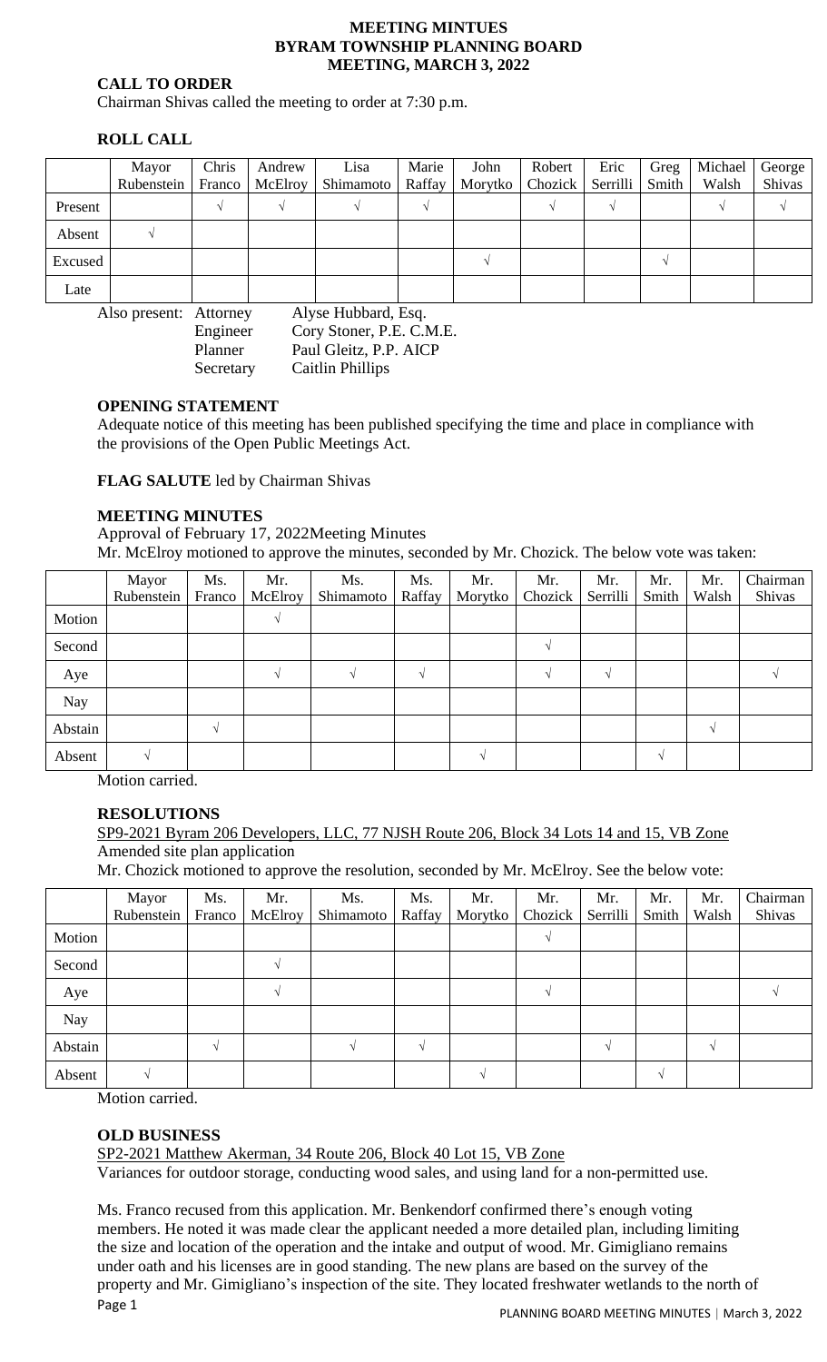**MEETING MINTUES**
**BYRAM TOWNSHIP PLANNING BOARD**
**MEETING, MARCH 3, 2022**

## CALL TO ORDER

Chairman Shivas called the meeting to order at 7:30 p.m.

## ROLL CALL

| | Mayor Rubenstein | Chris Franco | Andrew McElroy | Lisa Shimamoto | Marie Raffay | John Morytko | Robert Chozick | Eric Serrilli | Greg Smith | Michael Walsh | George Shivas |
|---|---|---|---|---|---|---|---|---|---|---|---|
| Present | | √ | √ | √ | √ | | √ | √ | | √ | √ |
| Absent | √ | | | | | | | | | | |
| Excused | | | | | | √ | | | √ | | |
| Late | | | | | | | | | | | |

Also present: Attorney Alyse Hubbard, Esq.
Engineer Cory Stoner, P.E. C.M.E.
Planner Paul Gleitz, P.P. AICP
Secretary Caitlin Phillips

## OPENING STATEMENT

Adequate notice of this meeting has been published specifying the time and place in compliance with the provisions of the Open Public Meetings Act.

**FLAG SALUTE** led by Chairman Shivas

## MEETING MINUTES

Approval of February 17, 2022Meeting Minutes

Mr. McElroy motioned to approve the minutes, seconded by Mr. Chozick. The below vote was taken:

| | Mayor Rubenstein | Ms. Franco | Mr. McElroy | Ms. Shimamoto | Ms. Raffay | Mr. Morytko | Mr. Chozick | Mr. Serrilli | Mr. Smith | Mr. Walsh | Chairman Shivas |
|---|---|---|---|---|---|---|---|---|---|---|---|
| Motion | | | √ | | | | | | | | |
| Second | | | | | | | √ | | | | |
| Aye | | | √ | √ | √ | | √ | √ | | | √ |
| Nay | | | | | | | | | | | |
| Abstain | | √ | | | | | | | | √ | |
| Absent | √ | | | | | √ | | | √ | | |

Motion carried.

## RESOLUTIONS

SP9-2021 Byram 206 Developers, LLC, 77 NJSH Route 206, Block 34 Lots 14 and 15, VB Zone
Amended site plan application

Mr. Chozick motioned to approve the resolution, seconded by Mr. McElroy. See the below vote:

| | Mayor Rubenstein | Ms. Franco | Mr. McElroy | Ms. Shimamoto | Ms. Raffay | Mr. Morytko | Mr. Chozick | Mr. Serrilli | Mr. Smith | Mr. Walsh | Chairman Shivas |
|---|---|---|---|---|---|---|---|---|---|---|---|
| Motion | | | | | | | √ | | | | |
| Second | | | √ | | | | | | | | |
| Aye | | | √ | | | | √ | | | | √ |
| Nay | | | | | | | | | | | |
| Abstain | | √ | | √ | √ | | | √ | | √ | |
| Absent | √ | | | | | √ | | | √ | | |

Motion carried.

## OLD BUSINESS

SP2-2021 Matthew Akerman, 34 Route 206, Block 40 Lot 15, VB Zone
Variances for outdoor storage, conducting wood sales, and using land for a non-permitted use.

Ms. Franco recused from this application. Mr. Benkendorf confirmed there's enough voting members. He noted it was made clear the applicant needed a more detailed plan, including limiting the size and location of the operation and the intake and output of wood. Mr. Gimigliano remains under oath and his licenses are in good standing. The new plans are based on the survey of the property and Mr. Gimigliano's inspection of the site. They located freshwater wetlands to the north of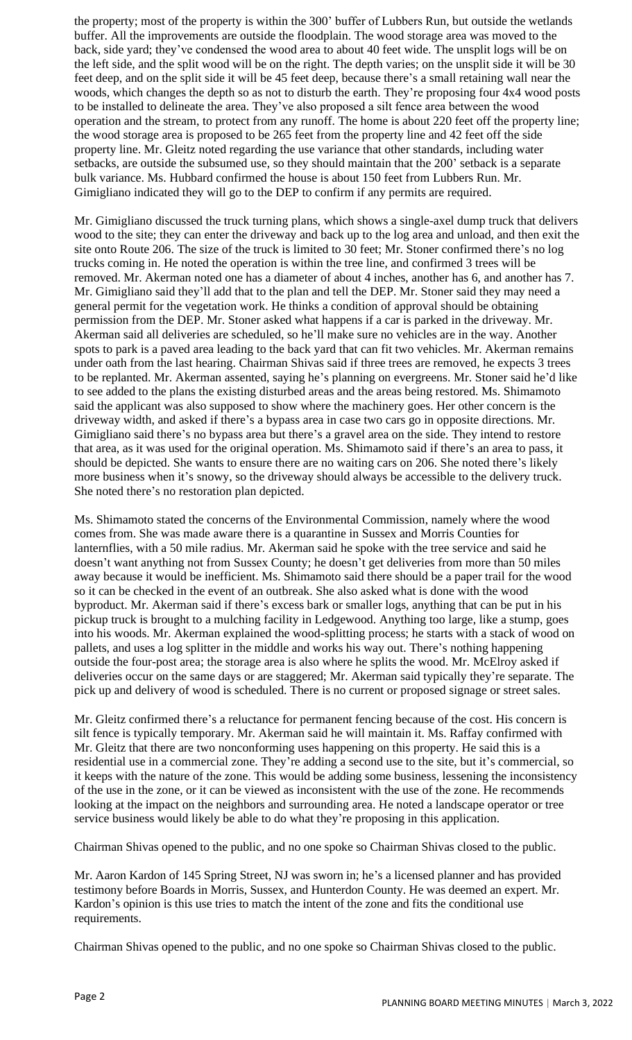the property; most of the property is within the 300' buffer of Lubbers Run, but outside the wetlands buffer. All the improvements are outside the floodplain. The wood storage area was moved to the back, side yard; they've condensed the wood area to about 40 feet wide. The unsplit logs will be on the left side, and the split wood will be on the right. The depth varies; on the unsplit side it will be 30 feet deep, and on the split side it will be 45 feet deep, because there's a small retaining wall near the woods, which changes the depth so as not to disturb the earth. They're proposing four 4x4 wood posts to be installed to delineate the area. They've also proposed a silt fence area between the wood operation and the stream, to protect from any runoff. The home is about 220 feet off the property line; the wood storage area is proposed to be 265 feet from the property line and 42 feet off the side property line. Mr. Gleitz noted regarding the use variance that other standards, including water setbacks, are outside the subsumed use, so they should maintain that the 200' setback is a separate bulk variance. Ms. Hubbard confirmed the house is about 150 feet from Lubbers Run. Mr. Gimigliano indicated they will go to the DEP to confirm if any permits are required.

Mr. Gimigliano discussed the truck turning plans, which shows a single-axel dump truck that delivers wood to the site; they can enter the driveway and back up to the log area and unload, and then exit the site onto Route 206. The size of the truck is limited to 30 feet; Mr. Stoner confirmed there's no log trucks coming in. He noted the operation is within the tree line, and confirmed 3 trees will be removed. Mr. Akerman noted one has a diameter of about 4 inches, another has 6, and another has 7. Mr. Gimigliano said they'll add that to the plan and tell the DEP. Mr. Stoner said they may need a general permit for the vegetation work. He thinks a condition of approval should be obtaining permission from the DEP. Mr. Stoner asked what happens if a car is parked in the driveway. Mr. Akerman said all deliveries are scheduled, so he'll make sure no vehicles are in the way. Another spots to park is a paved area leading to the back yard that can fit two vehicles. Mr. Akerman remains under oath from the last hearing. Chairman Shivas said if three trees are removed, he expects 3 trees to be replanted. Mr. Akerman assented, saying he's planning on evergreens. Mr. Stoner said he'd like to see added to the plans the existing disturbed areas and the areas being restored. Ms. Shimamoto said the applicant was also supposed to show where the machinery goes. Her other concern is the driveway width, and asked if there's a bypass area in case two cars go in opposite directions. Mr. Gimigliano said there's no bypass area but there's a gravel area on the side. They intend to restore that area, as it was used for the original operation. Ms. Shimamoto said if there's an area to pass, it should be depicted. She wants to ensure there are no waiting cars on 206. She noted there's likely more business when it's snowy, so the driveway should always be accessible to the delivery truck. She noted there's no restoration plan depicted.

Ms. Shimamoto stated the concerns of the Environmental Commission, namely where the wood comes from. She was made aware there is a quarantine in Sussex and Morris Counties for lanternflies, with a 50 mile radius. Mr. Akerman said he spoke with the tree service and said he doesn't want anything not from Sussex County; he doesn't get deliveries from more than 50 miles away because it would be inefficient. Ms. Shimamoto said there should be a paper trail for the wood so it can be checked in the event of an outbreak. She also asked what is done with the wood byproduct. Mr. Akerman said if there's excess bark or smaller logs, anything that can be put in his pickup truck is brought to a mulching facility in Ledgewood. Anything too large, like a stump, goes into his woods. Mr. Akerman explained the wood-splitting process; he starts with a stack of wood on pallets, and uses a log splitter in the middle and works his way out. There's nothing happening outside the four-post area; the storage area is also where he splits the wood. Mr. McElroy asked if deliveries occur on the same days or are staggered; Mr. Akerman said typically they're separate. The pick up and delivery of wood is scheduled. There is no current or proposed signage or street sales.

Mr. Gleitz confirmed there's a reluctance for permanent fencing because of the cost. His concern is silt fence is typically temporary. Mr. Akerman said he will maintain it. Ms. Raffay confirmed with Mr. Gleitz that there are two nonconforming uses happening on this property. He said this is a residential use in a commercial zone. They're adding a second use to the site, but it's commercial, so it keeps with the nature of the zone. This would be adding some business, lessening the inconsistency of the use in the zone, or it can be viewed as inconsistent with the use of the zone. He recommends looking at the impact on the neighbors and surrounding area. He noted a landscape operator or tree service business would likely be able to do what they're proposing in this application.

Chairman Shivas opened to the public, and no one spoke so Chairman Shivas closed to the public.

Mr. Aaron Kardon of 145 Spring Street, NJ was sworn in; he's a licensed planner and has provided testimony before Boards in Morris, Sussex, and Hunterdon County. He was deemed an expert. Mr. Kardon's opinion is this use tries to match the intent of the zone and fits the conditional use requirements.

Chairman Shivas opened to the public, and no one spoke so Chairman Shivas closed to the public.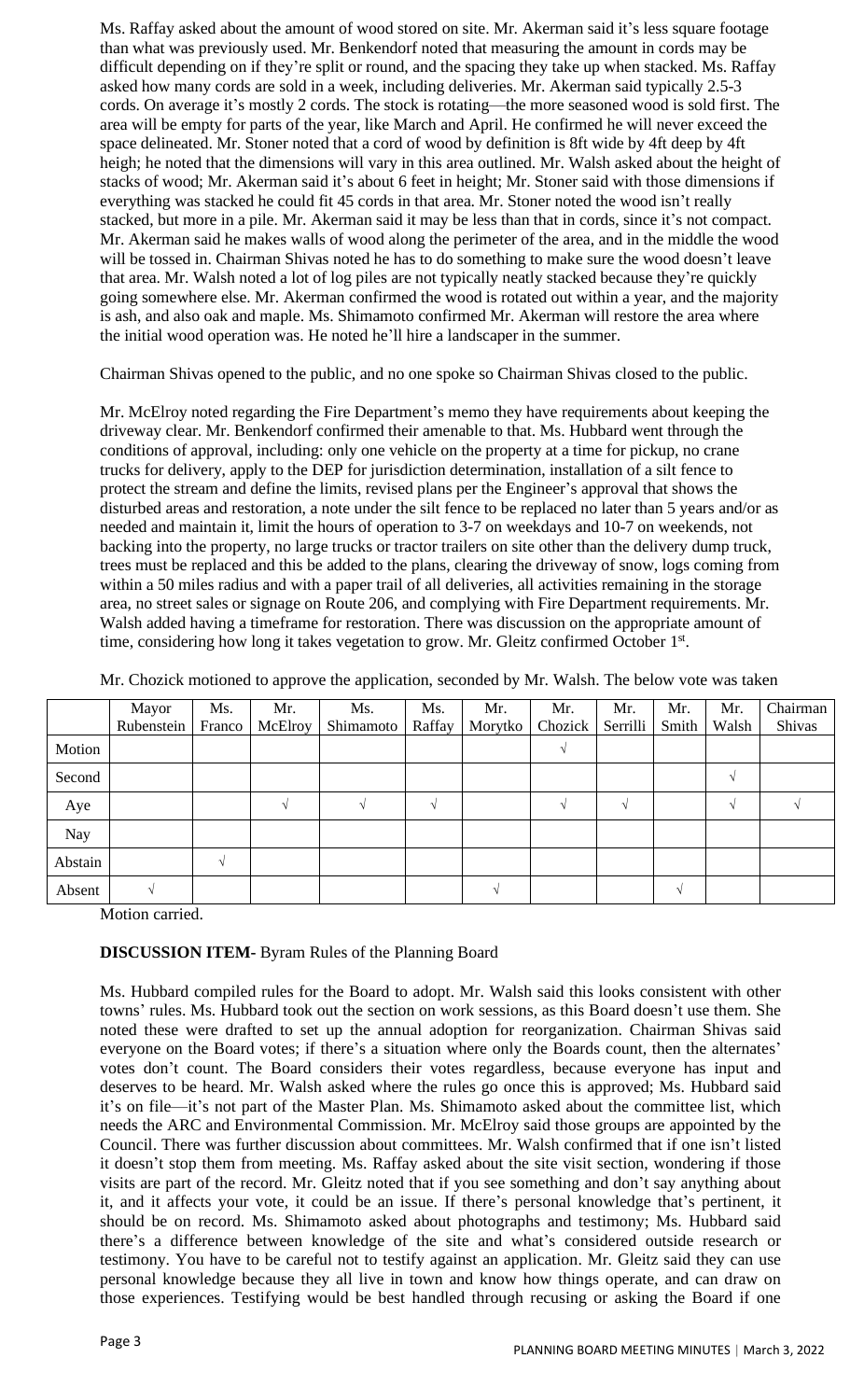Ms. Raffay asked about the amount of wood stored on site. Mr. Akerman said it's less square footage than what was previously used. Mr. Benkendorf noted that measuring the amount in cords may be difficult depending on if they're split or round, and the spacing they take up when stacked. Ms. Raffay asked how many cords are sold in a week, including deliveries. Mr. Akerman said typically 2.5-3 cords. On average it's mostly 2 cords. The stock is rotating—the more seasoned wood is sold first. The area will be empty for parts of the year, like March and April. He confirmed he will never exceed the space delineated. Mr. Stoner noted that a cord of wood by definition is 8ft wide by 4ft deep by 4ft heigh; he noted that the dimensions will vary in this area outlined. Mr. Walsh asked about the height of stacks of wood; Mr. Akerman said it's about 6 feet in height; Mr. Stoner said with those dimensions if everything was stacked he could fit 45 cords in that area. Mr. Stoner noted the wood isn't really stacked, but more in a pile. Mr. Akerman said it may be less than that in cords, since it's not compact. Mr. Akerman said he makes walls of wood along the perimeter of the area, and in the middle the wood will be tossed in. Chairman Shivas noted he has to do something to make sure the wood doesn't leave that area. Mr. Walsh noted a lot of log piles are not typically neatly stacked because they're quickly going somewhere else. Mr. Akerman confirmed the wood is rotated out within a year, and the majority is ash, and also oak and maple. Ms. Shimamoto confirmed Mr. Akerman will restore the area where the initial wood operation was. He noted he'll hire a landscaper in the summer.

Chairman Shivas opened to the public, and no one spoke so Chairman Shivas closed to the public.

Mr. McElroy noted regarding the Fire Department's memo they have requirements about keeping the driveway clear. Mr. Benkendorf confirmed their amenable to that. Ms. Hubbard went through the conditions of approval, including: only one vehicle on the property at a time for pickup, no crane trucks for delivery, apply to the DEP for jurisdiction determination, installation of a silt fence to protect the stream and define the limits, revised plans per the Engineer's approval that shows the disturbed areas and restoration, a note under the silt fence to be replaced no later than 5 years and/or as needed and maintain it, limit the hours of operation to 3-7 on weekdays and 10-7 on weekends, not backing into the property, no large trucks or tractor trailers on site other than the delivery dump truck, trees must be replaced and this be added to the plans, clearing the driveway of snow, logs coming from within a 50 miles radius and with a paper trail of all deliveries, all activities remaining in the storage area, no street sales or signage on Route 206, and complying with Fire Department requirements. Mr. Walsh added having a timeframe for restoration. There was discussion on the appropriate amount of time, considering how long it takes vegetation to grow. Mr. Gleitz confirmed October 1st.

Mr. Chozick motioned to approve the application, seconded by Mr. Walsh. The below vote was taken

| | Mayor Rubenstein | Ms. Franco | Mr. McElroy | Ms. Shimamoto | Ms. Raffay | Mr. Morytko | Mr. Chozick | Mr. Serrilli | Mr. Smith | Mr. Walsh | Chairman Shivas |
|---|---|---|---|---|---|---|---|---|---|---|---|
| Motion | | | | | | | √ | | | | |
| Second | | | | | | | | | | √ | |
| Aye | | | √ | √ | √ | | √ | √ | | √ | √ |
| Nay | | | | | | | | | | | |
| Abstain | | √ | | | | | | | | | |
| Absent | √ | | | | | √ | | | √ | | |

Motion carried.

**DISCUSSION ITEM-** Byram Rules of the Planning Board

Ms. Hubbard compiled rules for the Board to adopt. Mr. Walsh said this looks consistent with other towns' rules. Ms. Hubbard took out the section on work sessions, as this Board doesn't use them. She noted these were drafted to set up the annual adoption for reorganization. Chairman Shivas said everyone on the Board votes; if there's a situation where only the Boards count, then the alternates' votes don't count. The Board considers their votes regardless, because everyone has input and deserves to be heard. Mr. Walsh asked where the rules go once this is approved; Ms. Hubbard said it's on file—it's not part of the Master Plan. Ms. Shimamoto asked about the committee list, which needs the ARC and Environmental Commission. Mr. McElroy said those groups are appointed by the Council. There was further discussion about committees. Mr. Walsh confirmed that if one isn't listed it doesn't stop them from meeting. Ms. Raffay asked about the site visit section, wondering if those visits are part of the record. Mr. Gleitz noted that if you see something and don't say anything about it, and it affects your vote, it could be an issue. If there's personal knowledge that's pertinent, it should be on record. Ms. Shimamoto asked about photographs and testimony; Ms. Hubbard said there's a difference between knowledge of the site and what's considered outside research or testimony. You have to be careful not to testify against an application. Mr. Gleitz said they can use personal knowledge because they all live in town and know how things operate, and can draw on those experiences. Testifying would be best handled through recusing or asking the Board if one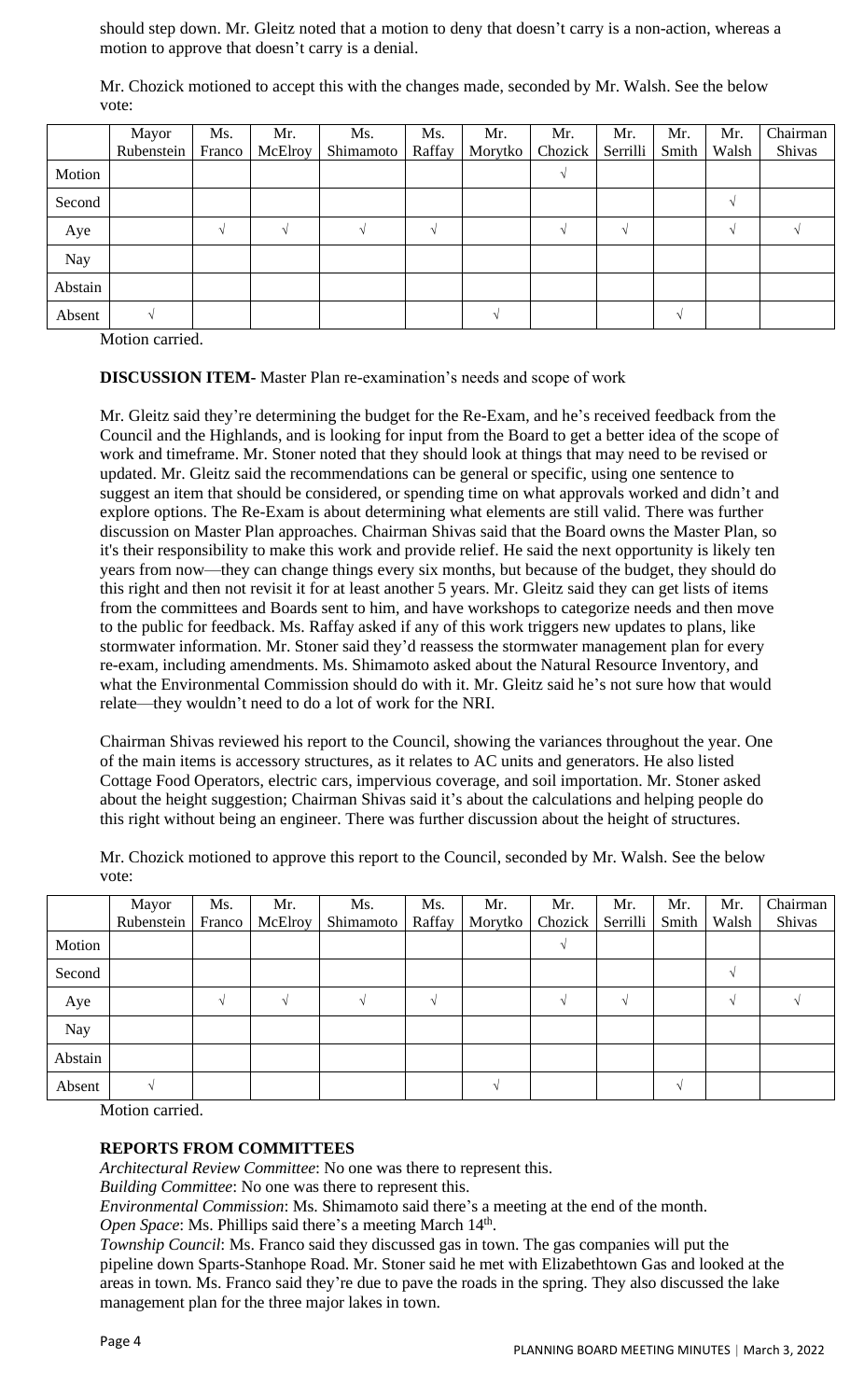should step down. Mr. Gleitz noted that a motion to deny that doesn't carry is a non-action, whereas a motion to approve that doesn't carry is a denial.

Mr. Chozick motioned to accept this with the changes made, seconded by Mr. Walsh. See the below vote:

| | Mayor Rubenstein | Ms. Franco | Mr. McElroy | Ms. Shimamoto | Ms. Raffay | Mr. Morytko | Mr. Chozick | Mr. Serrilli | Mr. Smith | Mr. Walsh | Chairman Shivas |
|---|---|---|---|---|---|---|---|---|---|---|---|
| Motion | | | | | | | √ | | | | |
| Second | | | | | | | | | | √ | |
| Aye | | √ | √ | √ | √ | | √ | √ | | √ | √ |
| Nay | | | | | | | | | | | |
| Abstain | | | | | | | | | | | |
| Absent | √ | | | | | √ | | | √ | | |

Motion carried.

**DISCUSSION ITEM**- Master Plan re-examination's needs and scope of work

Mr. Gleitz said they're determining the budget for the Re-Exam, and he's received feedback from the Council and the Highlands, and is looking for input from the Board to get a better idea of the scope of work and timeframe. Mr. Stoner noted that they should look at things that may need to be revised or updated. Mr. Gleitz said the recommendations can be general or specific, using one sentence to suggest an item that should be considered, or spending time on what approvals worked and didn't and explore options. The Re-Exam is about determining what elements are still valid. There was further discussion on Master Plan approaches. Chairman Shivas said that the Board owns the Master Plan, so it's their responsibility to make this work and provide relief. He said the next opportunity is likely ten years from now—they can change things every six months, but because of the budget, they should do this right and then not revisit it for at least another 5 years. Mr. Gleitz said they can get lists of items from the committees and Boards sent to him, and have workshops to categorize needs and then move to the public for feedback. Ms. Raffay asked if any of this work triggers new updates to plans, like stormwater information. Mr. Stoner said they'd reassess the stormwater management plan for every re-exam, including amendments. Ms. Shimamoto asked about the Natural Resource Inventory, and what the Environmental Commission should do with it. Mr. Gleitz said he's not sure how that would relate—they wouldn't need to do a lot of work for the NRI.

Chairman Shivas reviewed his report to the Council, showing the variances throughout the year. One of the main items is accessory structures, as it relates to AC units and generators. He also listed Cottage Food Operators, electric cars, impervious coverage, and soil importation. Mr. Stoner asked about the height suggestion; Chairman Shivas said it's about the calculations and helping people do this right without being an engineer. There was further discussion about the height of structures.

Mr. Chozick motioned to approve this report to the Council, seconded by Mr. Walsh. See the below vote:

| | Mayor Rubenstein | Ms. Franco | Mr. McElroy | Ms. Shimamoto | Ms. Raffay | Mr. Morytko | Mr. Chozick | Mr. Serrilli | Mr. Smith | Mr. Walsh | Chairman Shivas |
|---|---|---|---|---|---|---|---|---|---|---|---|
| Motion | | | | | | | √ | | | | |
| Second | | | | | | | | | | √ | |
| Aye | | √ | √ | √ | √ | | √ | √ | | √ | √ |
| Nay | | | | | | | | | | | |
| Abstain | | | | | | | | | | | |
| Absent | √ | | | | | √ | | | √ | | |

Motion carried.

**REPORTS FROM COMMITTEES**

*Architectural Review Committee*: No one was there to represent this.
*Building Committee*: No one was there to represent this.
*Environmental Commission*: Ms. Shimamoto said there's a meeting at the end of the month.
*Open Space*: Ms. Phillips said there's a meeting March 14th.
*Township Council*: Ms. Franco said they discussed gas in town. The gas companies will put the pipeline down Sparts-Stanhope Road. Mr. Stoner said he met with Elizabethtown Gas and looked at the areas in town. Ms. Franco said they're due to pave the roads in the spring. They also discussed the lake management plan for the three major lakes in town.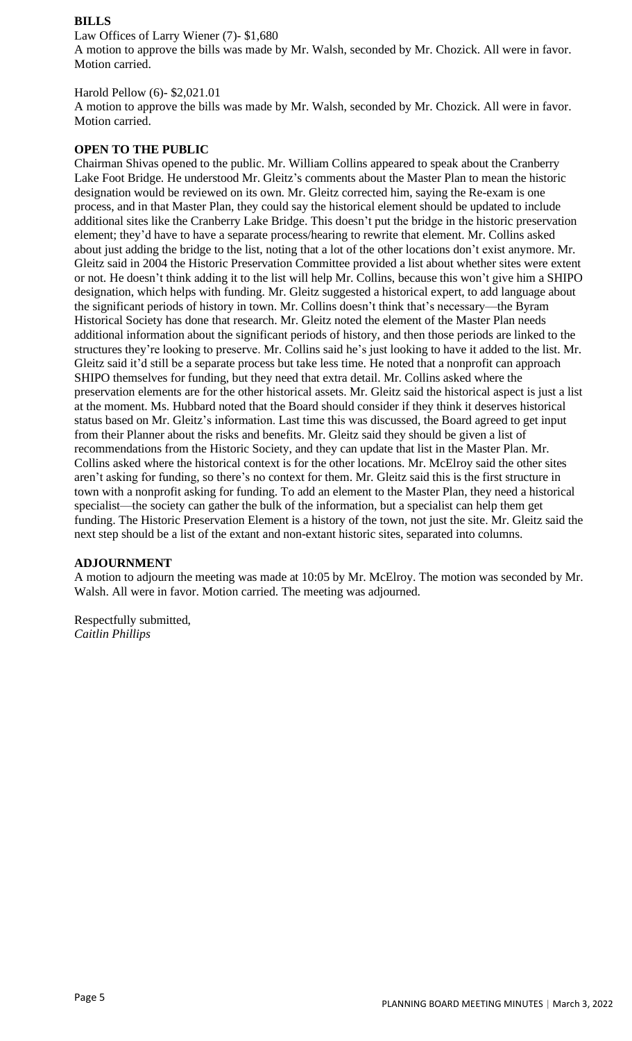**BILLS**

Law Offices of Larry Wiener (7)- $1,680

A motion to approve the bills was made by Mr. Walsh, seconded by Mr. Chozick. All were in favor. Motion carried.

Harold Pellow (6)- $2,021.01

A motion to approve the bills was made by Mr. Walsh, seconded by Mr. Chozick. All were in favor. Motion carried.

**OPEN TO THE PUBLIC**

Chairman Shivas opened to the public. Mr. William Collins appeared to speak about the Cranberry Lake Foot Bridge. He understood Mr. Gleitz's comments about the Master Plan to mean the historic designation would be reviewed on its own. Mr. Gleitz corrected him, saying the Re-exam is one process, and in that Master Plan, they could say the historical element should be updated to include additional sites like the Cranberry Lake Bridge. This doesn't put the bridge in the historic preservation element; they'd have to have a separate process/hearing to rewrite that element. Mr. Collins asked about just adding the bridge to the list, noting that a lot of the other locations don't exist anymore. Mr. Gleitz said in 2004 the Historic Preservation Committee provided a list about whether sites were extent or not. He doesn't think adding it to the list will help Mr. Collins, because this won't give him a SHIPO designation, which helps with funding. Mr. Gleitz suggested a historical expert, to add language about the significant periods of history in town. Mr. Collins doesn't think that's necessary—the Byram Historical Society has done that research. Mr. Gleitz noted the element of the Master Plan needs additional information about the significant periods of history, and then those periods are linked to the structures they're looking to preserve. Mr. Collins said he's just looking to have it added to the list. Mr. Gleitz said it'd still be a separate process but take less time. He noted that a nonprofit can approach SHIPO themselves for funding, but they need that extra detail. Mr. Collins asked where the preservation elements are for the other historical assets. Mr. Gleitz said the historical aspect is just a list at the moment. Ms. Hubbard noted that the Board should consider if they think it deserves historical status based on Mr. Gleitz's information. Last time this was discussed, the Board agreed to get input from their Planner about the risks and benefits. Mr. Gleitz said they should be given a list of recommendations from the Historic Society, and they can update that list in the Master Plan. Mr. Collins asked where the historical context is for the other locations. Mr. McElroy said the other sites aren't asking for funding, so there's no context for them. Mr. Gleitz said this is the first structure in town with a nonprofit asking for funding. To add an element to the Master Plan, they need a historical specialist—the society can gather the bulk of the information, but a specialist can help them get funding. The Historic Preservation Element is a history of the town, not just the site. Mr. Gleitz said the next step should be a list of the extant and non-extant historic sites, separated into columns.

**ADJOURNMENT**

A motion to adjourn the meeting was made at 10:05 by Mr. McElroy. The motion was seconded by Mr. Walsh. All were in favor. Motion carried. The meeting was adjourned.

Respectfully submitted,
*Caitlin Phillips*